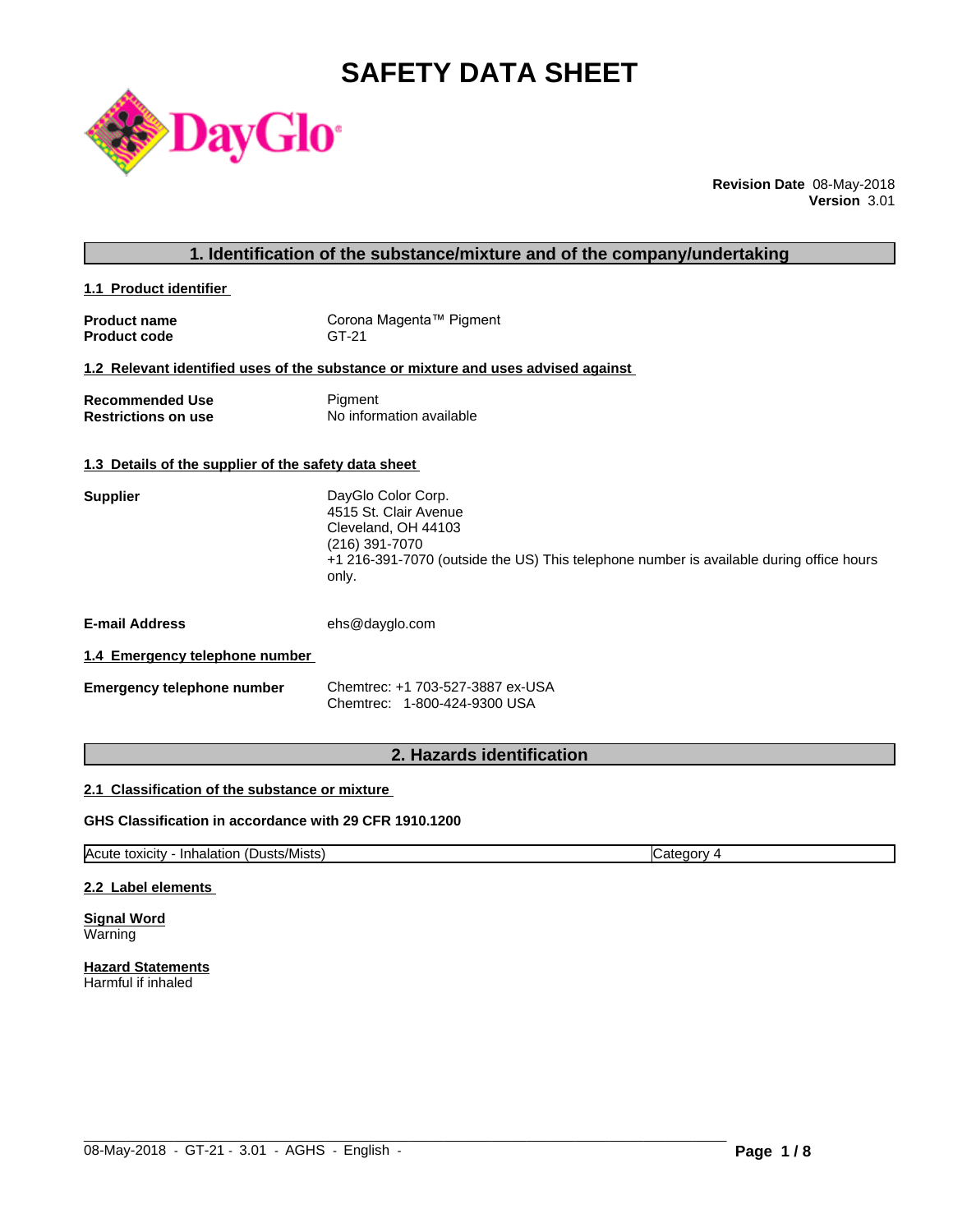# SAFETY DATA SHEET

**Revision Date** 08-May-2018
**Version** 3.01

## 1. Identification of the substance/mixture and of the company/undertaking

### 1.1 Product identifier

**Product name** Corona Magenta™ Pigment
**Product code** GT-21

### 1.2 Relevant identified uses of the substance or mixture and uses advised against

**Recommended Use** Pigment
**Restrictions on use** No information available

### 1.3 Details of the supplier of the safety data sheet

**Supplier**
DayGlo Color Corp.
4515 St. Clair Avenue
Cleveland, OH 44103
(216) 391-7070
+1 216-391-7070 (outside the US) This telephone number is available during office hours only.

**E-mail Address** ehs@dayglo.com

### 1.4 Emergency telephone number

**Emergency telephone number**
Chemtrec: +1 703-527-3887 ex-USA
Chemtrec: 1-800-424-9300 USA

## 2. Hazards identification

### 2.1 Classification of the substance or mixture

**GHS Classification in accordance with 29 CFR 1910.1200**

| Acute toxicity - Inhalation (Dusts/Mists) | Category 4 |
|---|---|

### 2.2 Label elements

**Signal Word**
Warning

**Hazard Statements**
Harmful if inhaled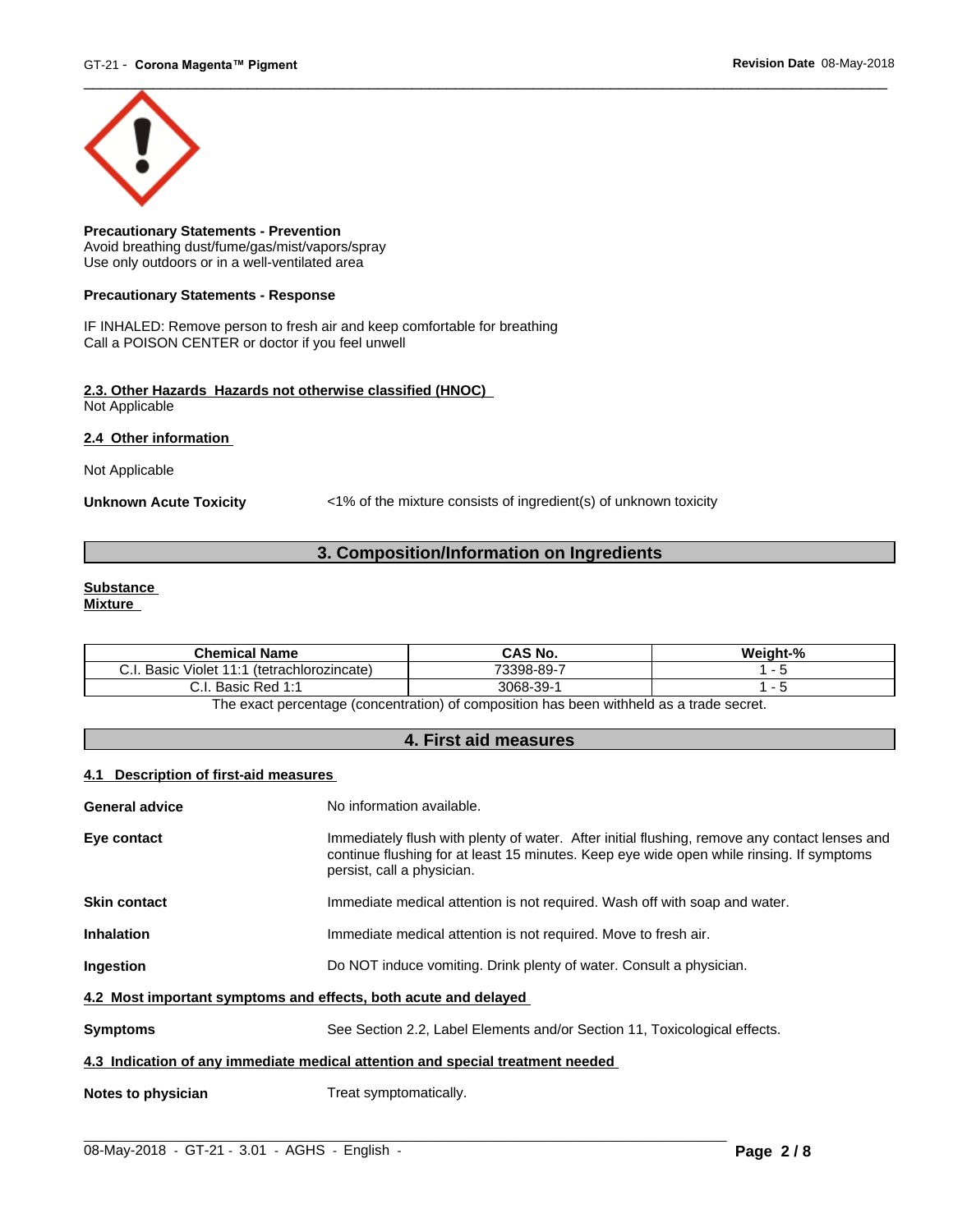**Precautionary Statements - Prevention**
Avoid breathing dust/fume/gas/mist/vapors/spray
Use only outdoors or in a well-ventilated area

**Precautionary Statements - Response**

IF INHALED: Remove person to fresh air and keep comfortable for breathing
Call a POISON CENTER or doctor if you feel unwell

### 2.3. Other Hazards Hazards not otherwise classified (HNOC)

Not Applicable

### 2.4 Other information

Not Applicable

**Unknown Acute Toxicity** <1% of the mixture consists of ingredient(s) of unknown toxicity

## 3. Composition/Information on Ingredients

**Substance**
**Mixture**

| Chemical Name | CAS No. | Weight-% |
|---|---|---|
| C.I. Basic Violet 11:1 (tetrachlorozincate) | 73398-89-7 | 1 - 5 |
| C.I. Basic Red 1:1 | 3068-39-1 | 1 - 5 |

The exact percentage (concentration) of composition has been withheld as a trade secret.

## 4. First aid measures

### 4.1 Description of first-aid measures

**General advice** No information available.

**Eye contact** Immediately flush with plenty of water. After initial flushing, remove any contact lenses and continue flushing for at least 15 minutes. Keep eye wide open while rinsing. If symptoms persist, call a physician.

**Skin contact** Immediate medical attention is not required. Wash off with soap and water.

**Inhalation** Immediate medical attention is not required. Move to fresh air.

**Ingestion** Do NOT induce vomiting. Drink plenty of water. Consult a physician.

### 4.2 Most important symptoms and effects, both acute and delayed

**Symptoms** See Section 2.2, Label Elements and/or Section 11, Toxicological effects.

### 4.3 Indication of any immediate medical attention and special treatment needed

**Notes to physician** Treat symptomatically.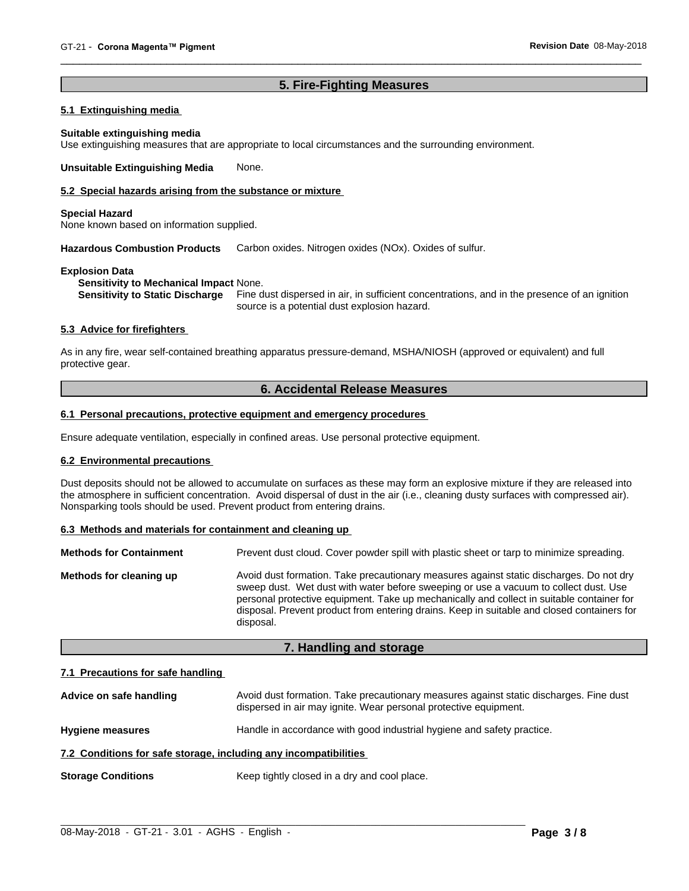## 5. Fire-Fighting Measures

### 5.1 Extinguishing media

**Suitable extinguishing media**
Use extinguishing measures that are appropriate to local circumstances and the surrounding environment.

**Unsuitable Extinguishing Media** None.

### 5.2 Special hazards arising from the substance or mixture

**Special Hazard**
None known based on information supplied.

**Hazardous Combustion Products** Carbon oxides. Nitrogen oxides (NOx). Oxides of sulfur.

**Explosion Data**
**Sensitivity to Mechanical Impact** None.
**Sensitivity to Static Discharge** Fine dust dispersed in air, in sufficient concentrations, and in the presence of an ignition source is a potential dust explosion hazard.

### 5.3 Advice for firefighters

As in any fire, wear self-contained breathing apparatus pressure-demand, MSHA/NIOSH (approved or equivalent) and full protective gear.

## 6. Accidental Release Measures

### 6.1 Personal precautions, protective equipment and emergency procedures

Ensure adequate ventilation, especially in confined areas. Use personal protective equipment.

### 6.2 Environmental precautions

Dust deposits should not be allowed to accumulate on surfaces as these may form an explosive mixture if they are released into the atmosphere in sufficient concentration. Avoid dispersal of dust in the air (i.e., cleaning dusty surfaces with compressed air). Nonsparking tools should be used. Prevent product from entering drains.

### 6.3 Methods and materials for containment and cleaning up

**Methods for Containment** Prevent dust cloud. Cover powder spill with plastic sheet or tarp to minimize spreading.

**Methods for cleaning up** Avoid dust formation. Take precautionary measures against static discharges. Do not dry sweep dust. Wet dust with water before sweeping or use a vacuum to collect dust. Use personal protective equipment. Take up mechanically and collect in suitable container for disposal. Prevent product from entering drains. Keep in suitable and closed containers for disposal.

## 7. Handling and storage

### 7.1 Precautions for safe handling

**Advice on safe handling** Avoid dust formation. Take precautionary measures against static discharges. Fine dust dispersed in air may ignite. Wear personal protective equipment.

**Hygiene measures** Handle in accordance with good industrial hygiene and safety practice.

### 7.2 Conditions for safe storage, including any incompatibilities

**Storage Conditions** Keep tightly closed in a dry and cool place.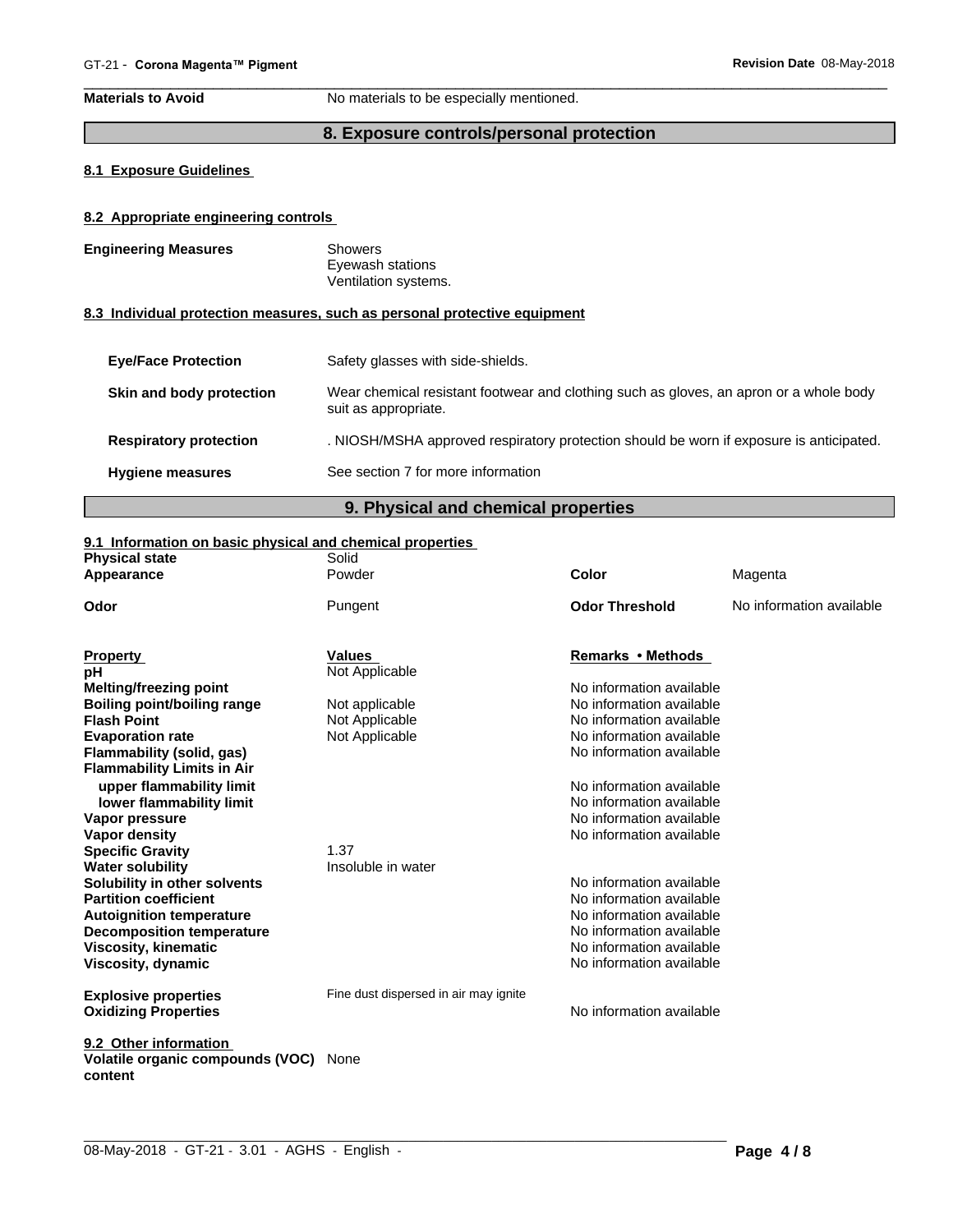| **Materials to Avoid** | No materials to be especially mentioned. |
|---|---|

## 8. Exposure controls/personal protection

### 8.1 Exposure Guidelines

### 8.2 Appropriate engineering controls

| **Engineering Measures** | Showers<br>Eyewash stations<br>Ventilation systems. |
|---|---|

### 8.3 Individual protection measures, such as personal protective equipment

| | |
|---|---|
| **Eye/Face Protection** | Safety glasses with side-shields. |
| **Skin and body protection** | Wear chemical resistant footwear and clothing such as gloves, an apron or a whole body suit as appropriate. |
| **Respiratory protection** | . NIOSH/MSHA approved respiratory protection should be worn if exposure is anticipated. |
| **Hygiene measures** | See section 7 for more information |

## 9. Physical and chemical properties

### 9.1 Information on basic physical and chemical properties

| | | | |
|---|---|---|---|
| **Physical state** | Solid | | |
| **Appearance** | Powder | **Color** | Magenta |
| **Odor** | Pungent | **Odor Threshold** | No information available |

| **Property** | **Values** | **Remarks • Methods** |
|---|---|---|
| **pH** | Not Applicable | |
| **Melting/freezing point** | | No information available |
| **Boiling point/boiling range** | Not applicable | No information available |
| **Flash Point** | Not Applicable | No information available |
| **Evaporation rate** | Not Applicable | No information available |
| **Flammability (solid, gas)** | | No information available |
| **Flammability Limits in Air** | | |
| **upper flammability limit** | | No information available |
| **lower flammability limit** | | No information available |
| **Vapor pressure** | | No information available |
| **Vapor density** | | No information available |
| **Specific Gravity** | 1.37 | |
| **Water solubility** | Insoluble in water | |
| **Solubility in other solvents** | | No information available |
| **Partition coefficient** | | No information available |
| **Autoignition temperature** | | No information available |
| **Decomposition temperature** | | No information available |
| **Viscosity, kinematic** | | No information available |
| **Viscosity, dynamic** | | No information available |
| **Explosive properties** | Fine dust dispersed in air may ignite | |
| **Oxidizing Properties** | | No information available |

### 9.2 Other information

| **Volatile organic compounds (VOC) content** | None |
|---|---|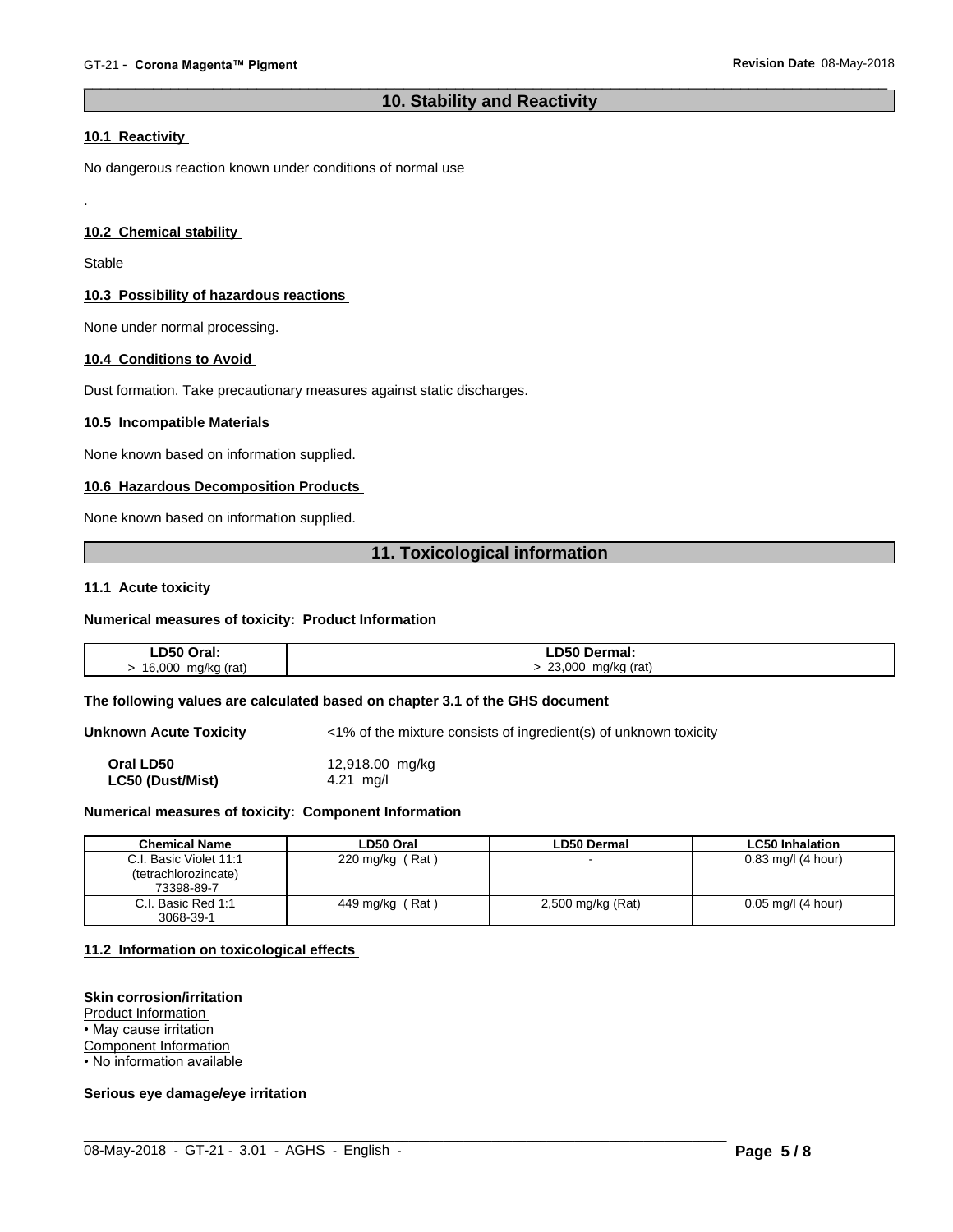## 10. Stability and Reactivity

### 10.1 Reactivity

No dangerous reaction known under conditions of normal use

.

### 10.2 Chemical stability

Stable

### 10.3 Possibility of hazardous reactions

None under normal processing.

### 10.4 Conditions to Avoid

Dust formation. Take precautionary measures against static discharges.

### 10.5 Incompatible Materials

None known based on information supplied.

### 10.6 Hazardous Decomposition Products

None known based on information supplied.

## 11. Toxicological information

### 11.1 Acute toxicity

**Numerical measures of toxicity: Product Information**

| LD50 Oral: | LD50 Dermal: |
|---|---|
| > 16,000 mg/kg (rat) | > 23,000 mg/kg (rat) |

**The following values are calculated based on chapter 3.1 of the GHS document**

**Unknown Acute Toxicity** <1% of the mixture consists of ingredient(s) of unknown toxicity

**Oral LD50** 12,918.00 mg/kg
**LC50 (Dust/Mist)** 4.21 mg/l

**Numerical measures of toxicity: Component Information**

| Chemical Name | LD50 Oral | LD50 Dermal | LC50 Inhalation |
|---|---|---|---|
| C.I. Basic Violet 11:1 (tetrachlorozincate) 73398-89-7 | 220 mg/kg ( Rat ) | - | 0.83 mg/l (4 hour) |
| C.I. Basic Red 1:1 3068-39-1 | 449 mg/kg ( Rat ) | 2,500 mg/kg (Rat) | 0.05 mg/l (4 hour) |

### 11.2 Information on toxicological effects

**Skin corrosion/irritation**
Product Information
• May cause irritation
Component Information
• No information available

**Serious eye damage/eye irritation**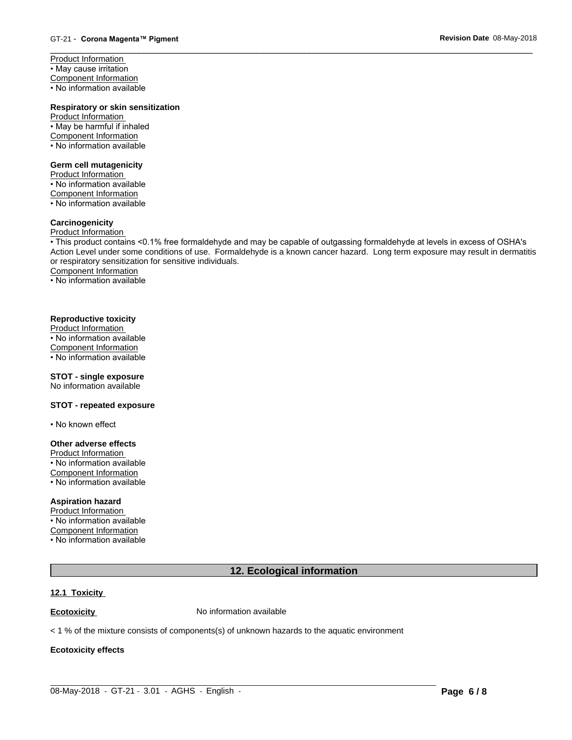Product Information
• May cause irritation
Component Information
• No information available

**Respiratory or skin sensitization**
Product Information
• May be harmful if inhaled
Component Information
• No information available

**Germ cell mutagenicity**
Product Information
• No information available
Component Information
• No information available

**Carcinogenicity**
Product Information
• This product contains <0.1% free formaldehyde and may be capable of outgassing formaldehyde at levels in excess of OSHA's Action Level under some conditions of use. Formaldehyde is a known cancer hazard. Long term exposure may result in dermatitis or respiratory sensitization for sensitive individuals.
Component Information
• No information available

**Reproductive toxicity**
Product Information
• No information available
Component Information
• No information available

**STOT - single exposure**
No information available

**STOT - repeated exposure**

• No known effect

**Other adverse effects**
Product Information
• No information available
Component Information
• No information available

**Aspiration hazard**
Product Information
• No information available
Component Information
• No information available

## 12. Ecological information

**12.1 Toxicity**

**Ecotoxicity** No information available

< 1 % of the mixture consists of components(s) of unknown hazards to the aquatic environment

**Ecotoxicity effects**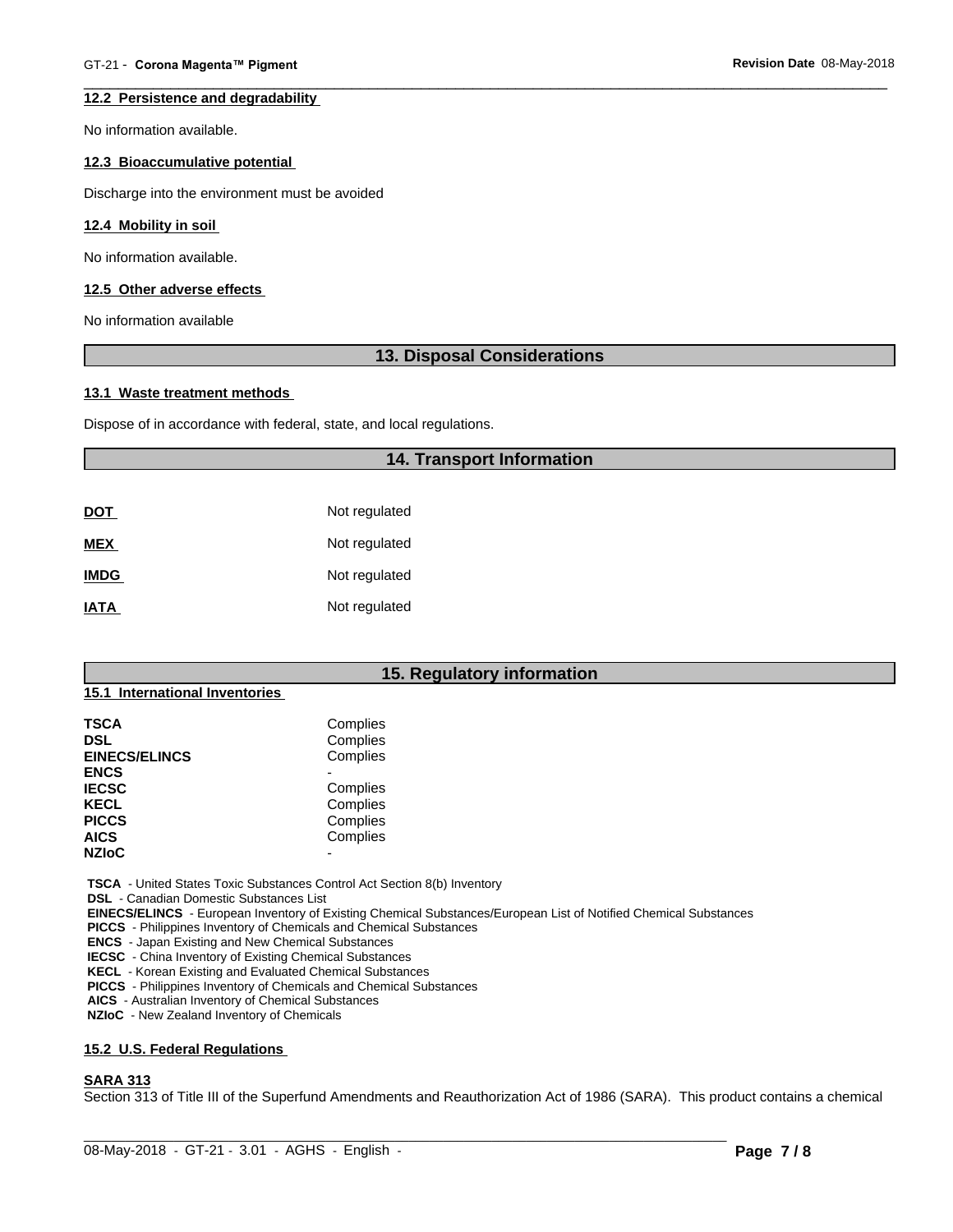### 12.2 Persistence and degradability

No information available.

### 12.3 Bioaccumulative potential

Discharge into the environment must be avoided

### 12.4 Mobility in soil

No information available.

### 12.5 Other adverse effects

No information available

## 13. Disposal Considerations

### 13.1 Waste treatment methods

Dispose of in accordance with federal, state, and local regulations.

## 14. Transport Information

| | |
|---|---|
| **DOT** | Not regulated |
| **MEX** | Not regulated |
| **IMDG** | Not regulated |
| **IATA** | Not regulated |

## 15. Regulatory information

### 15.1 International Inventories

| | |
|---|---|
| **TSCA** | Complies |
| **DSL** | Complies |
| **EINECS/ELINCS** | Complies |
| **ENCS** | - |
| **IECSC** | Complies |
| **KECL** | Complies |
| **PICCS** | Complies |
| **AICS** | Complies |
| **NZIoC** | - |

**TSCA** - United States Toxic Substances Control Act Section 8(b) Inventory
**DSL** - Canadian Domestic Substances List
**EINECS/ELINCS** - European Inventory of Existing Chemical Substances/European List of Notified Chemical Substances
**PICCS** - Philippines Inventory of Chemicals and Chemical Substances
**ENCS** - Japan Existing and New Chemical Substances
**IECSC** - China Inventory of Existing Chemical Substances
**KECL** - Korean Existing and Evaluated Chemical Substances
**PICCS** - Philippines Inventory of Chemicals and Chemical Substances
**AICS** - Australian Inventory of Chemical Substances
**NZIoC** - New Zealand Inventory of Chemicals

### 15.2 U.S. Federal Regulations

**SARA 313**

Section 313 of Title III of the Superfund Amendments and Reauthorization Act of 1986 (SARA). This product contains a chemical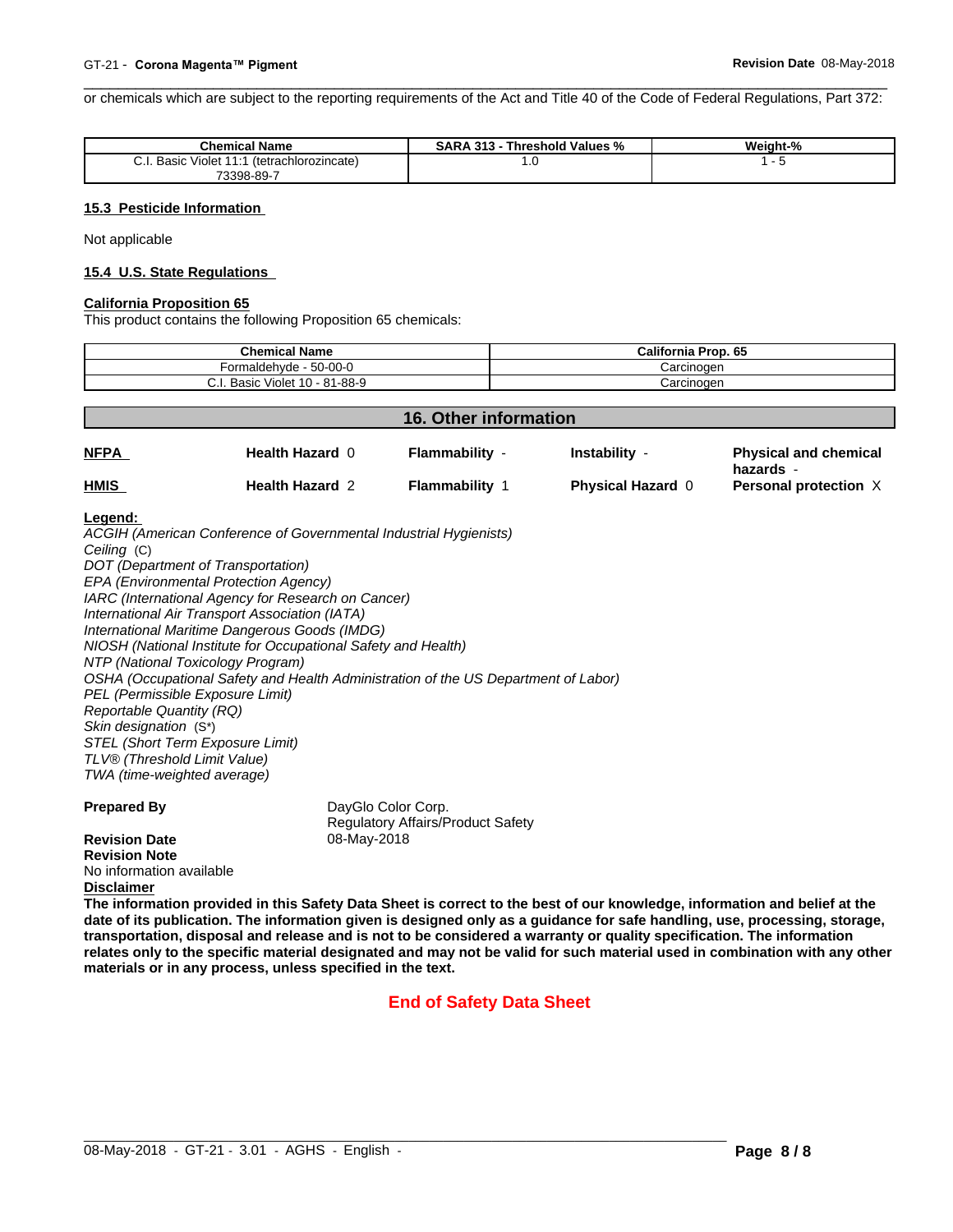or chemicals which are subject to the reporting requirements of the Act and Title 40 of the Code of Federal Regulations, Part 372:

| Chemical Name | SARA 313 - Threshold Values % | Weight-% |
| --- | --- | --- |
| C.I. Basic Violet 11:1 (tetrachlorozincate) 73398-89-7 | 1.0 | 1 - 5 |

### 15.3 Pesticide Information

Not applicable

### 15.4 U.S. State Regulations

**California Proposition 65**

This product contains the following Proposition 65 chemicals:

| Chemical Name | California Prop. 65 |
| --- | --- |
| Formaldehyde - 50-00-0 | Carcinogen |
| C.I. Basic Violet 10 - 81-88-9 | Carcinogen |

## 16. Other information

| | | | | |
| --- | --- | --- | --- | --- |
| **NFPA** | **Health Hazard** 0 | **Flammability** - | **Instability** - | **Physical and chemical hazards** - |
| **HMIS** | **Health Hazard** 2 | **Flammability** 1 | **Physical Hazard** 0 | **Personal protection** X |

**Legend:**

*ACGIH (American Conference of Governmental Industrial Hygienists)*
*Ceiling* (C)
*DOT (Department of Transportation)*
*EPA (Environmental Protection Agency)*
*IARC (International Agency for Research on Cancer)*
*International Air Transport Association (IATA)*
*International Maritime Dangerous Goods (IMDG)*
*NIOSH (National Institute for Occupational Safety and Health)*
*NTP (National Toxicology Program)*
*OSHA (Occupational Safety and Health Administration of the US Department of Labor)*
*PEL (Permissible Exposure Limit)*
*Reportable Quantity (RQ)*
*Skin designation* (S*)
*STEL (Short Term Exposure Limit)*
*TLV® (Threshold Limit Value)*
*TWA (time-weighted average)*

**Prepared By** DayGlo Color Corp.
Regulatory Affairs/Product Safety

**Revision Date** 08-May-2018

**Revision Note**

No information available

**Disclaimer**

**The information provided in this Safety Data Sheet is correct to the best of our knowledge, information and belief at the date of its publication. The information given is designed only as a guidance for safe handling, use, processing, storage, transportation, disposal and release and is not to be considered a warranty or quality specification. The information relates only to the specific material designated and may not be valid for such material used in combination with any other materials or in any process, unless specified in the text.**

**End of Safety Data Sheet**